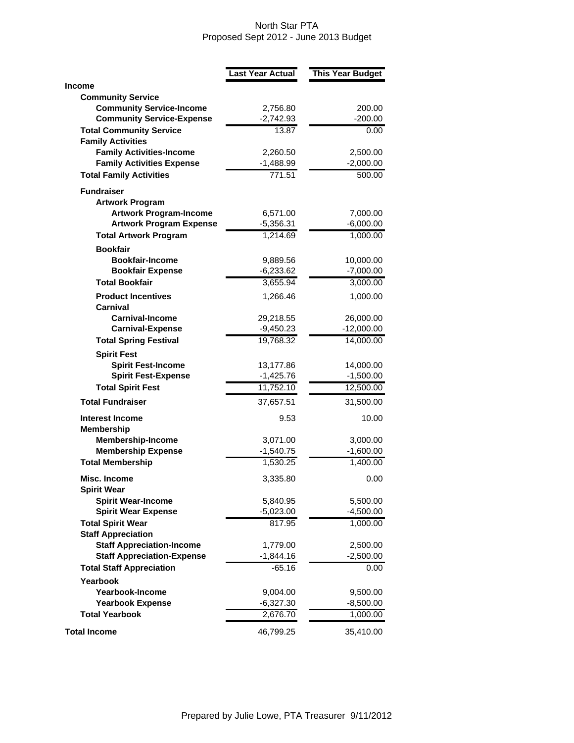North Star PTA
Proposed Sept 2012 - June 2013 Budget

| | Last Year Actual | This Year Budget |
|---|---|---|
| **Income** | | |
| **Community Service** | | |
| **Community Service-Income** | 2,756.80 | 200.00 |
| **Community Service-Expense** | -2,742.93 | -200.00 |
| **Total Community Service** | 13.87 | 0.00 |
| **Family Activities** | | |
| **Family Activities-Income** | 2,260.50 | 2,500.00 |
| **Family Activities Expense** | -1,488.99 | -2,000.00 |
| **Total Family Activities** | 771.51 | 500.00 |
| **Fundraiser** | | |
| **Artwork Program** | | |
| **Artwork Program-Income** | 6,571.00 | 7,000.00 |
| **Artwork Program Expense** | -5,356.31 | -6,000.00 |
| **Total Artwork Program** | 1,214.69 | 1,000.00 |
| **Bookfair** | | |
| **Bookfair-Income** | 9,889.56 | 10,000.00 |
| **Bookfair Expense** | -6,233.62 | -7,000.00 |
| **Total Bookfair** | 3,655.94 | 3,000.00 |
| **Product Incentives** | 1,266.46 | 1,000.00 |
| **Carnival** | | |
| **Carnival-Income** | 29,218.55 | 26,000.00 |
| **Carnival-Expense** | -9,450.23 | -12,000.00 |
| **Total Spring Festival** | 19,768.32 | 14,000.00 |
| **Spirit Fest** | | |
| **Spirit Fest-Income** | 13,177.86 | 14,000.00 |
| **Spirit Fest-Expense** | -1,425.76 | -1,500.00 |
| **Total Spirit Fest** | 11,752.10 | 12,500.00 |
| **Total Fundraiser** | 37,657.51 | 31,500.00 |
| **Interest Income** | 9.53 | 10.00 |
| **Membership** | | |
| **Membership-Income** | 3,071.00 | 3,000.00 |
| **Membership Expense** | -1,540.75 | -1,600.00 |
| **Total Membership** | 1,530.25 | 1,400.00 |
| **Misc. Income** | 3,335.80 | 0.00 |
| **Spirit Wear** | | |
| **Spirit Wear-Income** | 5,840.95 | 5,500.00 |
| **Spirit Wear Expense** | -5,023.00 | -4,500.00 |
| **Total Spirit Wear** | 817.95 | 1,000.00 |
| **Staff Appreciation** | | |
| **Staff Appreciation-Income** | 1,779.00 | 2,500.00 |
| **Staff Appreciation-Expense** | -1,844.16 | -2,500.00 |
| **Total Staff Appreciation** | -65.16 | 0.00 |
| **Yearbook** | | |
| **Yearbook-Income** | 9,004.00 | 9,500.00 |
| **Yearbook Expense** | -6,327.30 | -8,500.00 |
| **Total Yearbook** | 2,676.70 | 1,000.00 |
| **Total Income** | 46,799.25 | 35,410.00 |

Prepared by Julie Lowe, PTA Treasurer 9/11/2012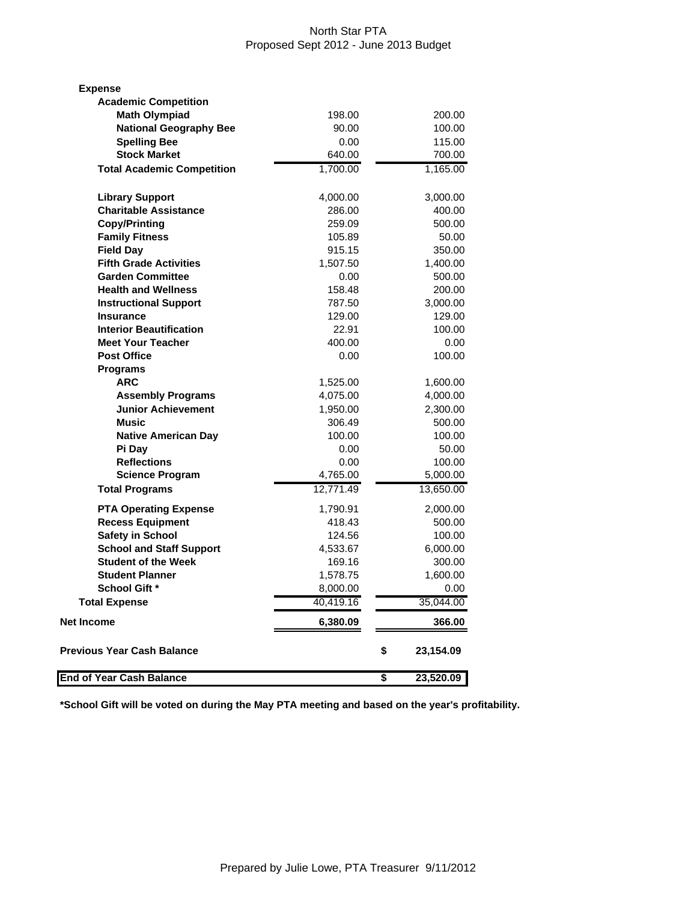North Star PTA
Proposed Sept 2012 - June 2013 Budget

| | | |
|---|---|---|
| **Expense** | | |
| **Academic Competition** | | |
| **Math Olympiad** | 198.00 | 200.00 |
| **National Geography Bee** | 90.00 | 100.00 |
| **Spelling Bee** | 0.00 | 115.00 |
| **Stock Market** | 640.00 | 700.00 |
| **Total Academic Competition** | 1,700.00 | 1,165.00 |
| **Library Support** | 4,000.00 | 3,000.00 |
| **Charitable Assistance** | 286.00 | 400.00 |
| **Copy/Printing** | 259.09 | 500.00 |
| **Family Fitness** | 105.89 | 50.00 |
| **Field Day** | 915.15 | 350.00 |
| **Fifth Grade Activities** | 1,507.50 | 1,400.00 |
| **Garden Committee** | 0.00 | 500.00 |
| **Health and Wellness** | 158.48 | 200.00 |
| **Instructional Support** | 787.50 | 3,000.00 |
| **Insurance** | 129.00 | 129.00 |
| **Interior Beautification** | 22.91 | 100.00 |
| **Meet Your Teacher** | 400.00 | 0.00 |
| **Post Office** | 0.00 | 100.00 |
| **Programs** | | |
| **ARC** | 1,525.00 | 1,600.00 |
| **Assembly Programs** | 4,075.00 | 4,000.00 |
| **Junior Achievement** | 1,950.00 | 2,300.00 |
| **Music** | 306.49 | 500.00 |
| **Native American Day** | 100.00 | 100.00 |
| **Pi Day** | 0.00 | 50.00 |
| **Reflections** | 0.00 | 100.00 |
| **Science Program** | 4,765.00 | 5,000.00 |
| **Total Programs** | 12,771.49 | 13,650.00 |
| **PTA Operating Expense** | 1,790.91 | 2,000.00 |
| **Recess Equipment** | 418.43 | 500.00 |
| **Safety in School** | 124.56 | 100.00 |
| **School and Staff Support** | 4,533.67 | 6,000.00 |
| **Student of the Week** | 169.16 | 300.00 |
| **Student Planner** | 1,578.75 | 1,600.00 |
| **School Gift** * | 8,000.00 | 0.00 |
| **Total Expense** | 40,419.16 | 35,044.00 |
| **Net Income** | **6,380.09** | **366.00** |
| **Previous Year Cash Balance** | | **$ 23,154.09** |
| **End of Year Cash Balance** | | **$ 23,520.09** |

***School Gift will be voted on during the May PTA meeting and based on the year's profitability.**

Prepared by Julie Lowe, PTA Treasurer 9/11/2012